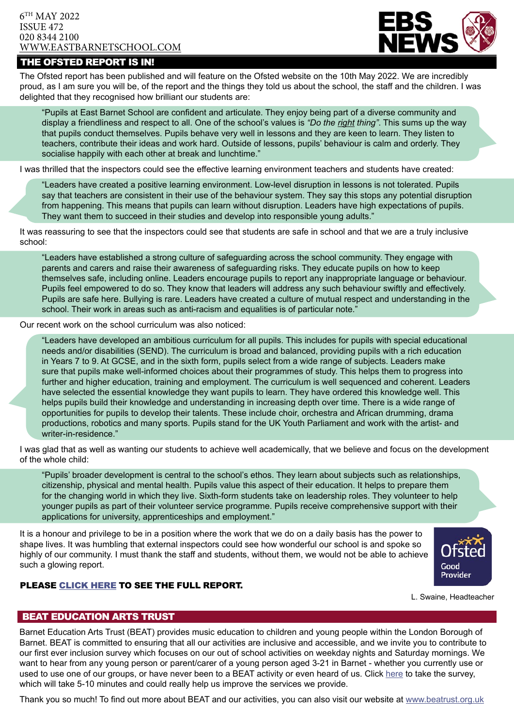6TH MAY 2022
ISSUE 472
020 8344 2100
WWW.EASTBARNETSCHOOL.COM

# EBS NEWS

## THE OFSTED REPORT IS IN!

The Ofsted report has been published and will feature on the Ofsted website on the 10th May 2022. We are incredibly proud, as I am sure you will be, of the report and the things they told us about the school, the staff and the children. I was delighted that they recognised how brilliant our students are:

> "Pupils at East Barnet School are confident and articulate. They enjoy being part of a diverse community and display a friendliness and respect to all. One of the school's values is *"Do the right thing"*. This sums up the way that pupils conduct themselves. Pupils behave very well in lessons and they are keen to learn. They listen to teachers, contribute their ideas and work hard. Outside of lessons, pupils' behaviour is calm and orderly. They socialise happily with each other at break and lunchtime."

I was thrilled that the inspectors could see the effective learning environment teachers and students have created:

> "Leaders have created a positive learning environment. Low-level disruption in lessons is not tolerated. Pupils say that teachers are consistent in their use of the behaviour system. They say this stops any potential disruption from happening. This means that pupils can learn without disruption. Leaders have high expectations of pupils. They want them to succeed in their studies and develop into responsible young adults."

It was reassuring to see that the inspectors could see that students are safe in school and that we are a truly inclusive school:

> "Leaders have established a strong culture of safeguarding across the school community. They engage with parents and carers and raise their awareness of safeguarding risks. They educate pupils on how to keep themselves safe, including online. Leaders encourage pupils to report any inappropriate language or behaviour. Pupils feel empowered to do so. They know that leaders will address any such behaviour swiftly and effectively. Pupils are safe here. Bullying is rare. Leaders have created a culture of mutual respect and understanding in the school. Their work in areas such as anti-racism and equalities is of particular note."

Our recent work on the school curriculum was also noticed:

> "Leaders have developed an ambitious curriculum for all pupils. This includes for pupils with special educational needs and/or disabilities (SEND). The curriculum is broad and balanced, providing pupils with a rich education in Years 7 to 9. At GCSE, and in the sixth form, pupils select from a wide range of subjects. Leaders make sure that pupils make well-informed choices about their programmes of study. This helps them to progress into further and higher education, training and employment. The curriculum is well sequenced and coherent. Leaders have selected the essential knowledge they want pupils to learn. They have ordered this knowledge well. This helps pupils build their knowledge and understanding in increasing depth over time. There is a wide range of opportunities for pupils to develop their talents. These include choir, orchestra and African drumming, drama productions, robotics and many sports. Pupils stand for the UK Youth Parliament and work with the artist- and writer-in-residence."

I was glad that as well as wanting our students to achieve well academically, that we believe and focus on the development of the whole child:

> "Pupils' broader development is central to the school's ethos. They learn about subjects such as relationships, citizenship, physical and mental health. Pupils value this aspect of their education. It helps to prepare them for the changing world in which they live. Sixth-form students take on leadership roles. They volunteer to help younger pupils as part of their volunteer service programme. Pupils receive comprehensive support with their applications for university, apprenticeships and employment."

It is a honour and privilege to be in a position where the work that we do on a daily basis has the power to shape lives. It was humbling that external inspectors could see how wonderful our school is and spoke so highly of our community. I must thank the staff and students, without them, we would not be able to achieve such a glowing report.

Ofsted Good Provider

**PLEASE CLICK HERE TO SEE THE FULL REPORT.**

L. Swaine, Headteacher

## BEAT EDUCATION ARTS TRUST

Barnet Education Arts Trust (BEAT) provides music education to children and young people within the London Borough of Barnet. BEAT is committed to ensuring that all our activities are inclusive and accessible, and we invite you to contribute to our first ever inclusion survey which focuses on our out of school activities on weekday nights and Saturday mornings. We want to hear from any young person or parent/carer of a young person aged 3-21 in Barnet - whether you currently use or used to use one of our groups, or have never been to a BEAT activity or even heard of us. Click here to take the survey, which will take 5-10 minutes and could really help us improve the services we provide.

Thank you so much! To find out more about BEAT and our activities, you can also visit our website at www.beatrust.org.uk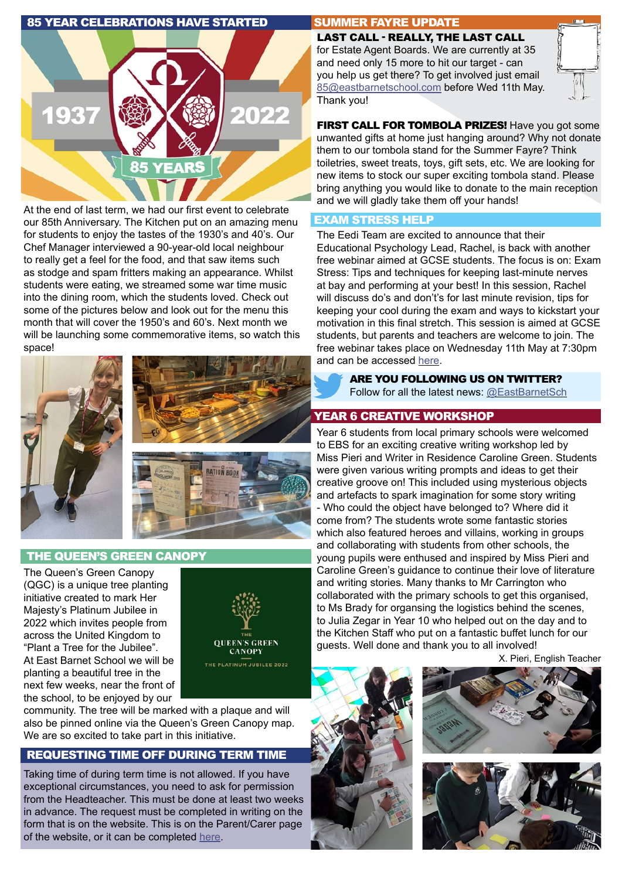## 85 YEAR CELEBRATIONS HAVE STARTED

At the end of last term, we had our first event to celebrate our 85th Anniversary. The Kitchen put on an amazing menu for students to enjoy the tastes of the 1930's and 40's. Our Chef Manager interviewed a 90-year-old local neighbour to really get a feel for the food, and that saw items such as stodge and spam fritters making an appearance. Whilst students were eating, we streamed some war time music into the dining room, which the students loved. Check out some of the pictures below and look out for the menu this month that will cover the 1950's and 60's. Next month we will be launching some commemorative items, so watch this space!

## THE QUEEN'S GREEN CANOPY

The Queen's Green Canopy (QGC) is a unique tree planting initiative created to mark Her Majesty's Platinum Jubilee in 2022 which invites people from across the United Kingdom to "Plant a Tree for the Jubilee". At East Barnet School we will be planting a beautiful tree in the next few weeks, near the front of the school, to be enjoyed by our community. The tree will be marked with a plaque and will also be pinned online via the Queen's Green Canopy map. We are so excited to take part in this initiative.

## REQUESTING TIME OFF DURING TERM TIME

Taking time of during term time is not allowed. If you have exceptional circumstances, you need to ask for permission from the Headteacher. This must be done at least two weeks in advance. The request must be completed in writing on the form that is on the website. This is on the Parent/Carer page of the website, or it can be completed here.

## SUMMER FAYRE UPDATE

**LAST CALL - REALLY, THE LAST CALL** for Estate Agent Boards. We are currently at 35 and need only 15 more to hit our target - can you help us get there? To get involved just email 85@eastbarnetschool.com before Wed 11th May. Thank you!

**FIRST CALL FOR TOMBOLA PRIZES!** Have you got some unwanted gifts at home just hanging around? Why not donate them to our tombola stand for the Summer Fayre? Think toiletries, sweet treats, toys, gift sets, etc. We are looking for new items to stock our super exciting tombola stand. Please bring anything you would like to donate to the main reception and we will gladly take them off your hands!

## EXAM STRESS HELP

The Eedi Team are excited to announce that their Educational Psychology Lead, Rachel, is back with another free webinar aimed at GCSE students. The focus is on: Exam Stress: Tips and techniques for keeping last-minute nerves at bay and performing at your best! In this session, Rachel will discuss do's and don't's for last minute revision, tips for keeping your cool during the exam and ways to kickstart your motivation in this final stretch. This session is aimed at GCSE students, but parents and teachers are welcome to join. The free webinar takes place on Wednesday 11th May at 7:30pm and can be accessed here.

**ARE YOU FOLLOWING US ON TWITTER?**
Follow for all the latest news: @EastBarnetSch

## YEAR 6 CREATIVE WORKSHOP

Year 6 students from local primary schools were welcomed to EBS for an exciting creative writing workshop led by Miss Pieri and Writer in Residence Caroline Green. Students were given various writing prompts and ideas to get their creative groove on! This included using mysterious objects and artefacts to spark imagination for some story writing - Who could the object have belonged to? Where did it come from? The students wrote some fantastic stories which also featured heroes and villains, working in groups and collaborating with students from other schools, the young pupils were enthused and inspired by Miss Pieri and Caroline Green's guidance to continue their love of literature and writing stories. Many thanks to Mr Carrington who collaborated with the primary schools to get this organised, to Ms Brady for organsing the logistics behind the scenes, to Julia Zegar in Year 10 who helped out on the day and to the Kitchen Staff who put on a fantastic buffet lunch for our guests. Well done and thank you to all involved!

X. Pieri, English Teacher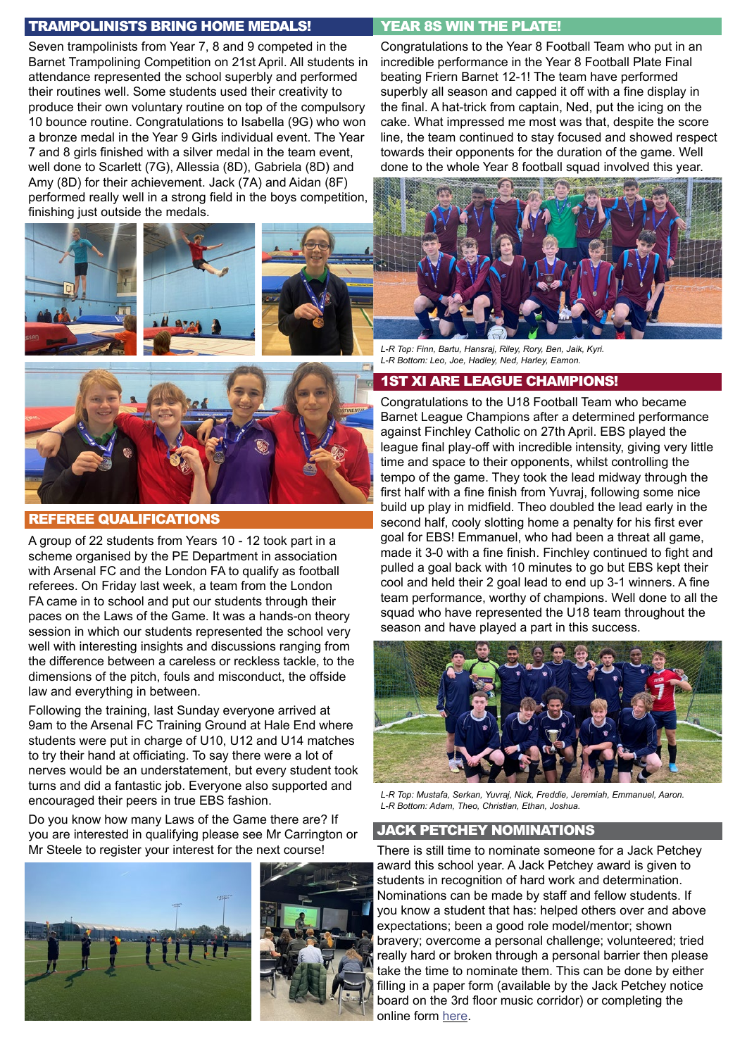## TRAMPOLINISTS BRING HOME MEDALS!

Seven trampolinists from Year 7, 8 and 9 competed in the Barnet Trampolining Competition on 21st April. All students in attendance represented the school superbly and performed their routines well. Some students used their creativity to produce their own voluntary routine on top of the compulsory 10 bounce routine. Congratulations to Isabella (9G) who won a bronze medal in the Year 9 Girls individual event. The Year 7 and 8 girls finished with a silver medal in the team event, well done to Scarlett (7G), Allessia (8D), Gabriela (8D) and Amy (8D) for their achievement. Jack (7A) and Aidan (8F) performed really well in a strong field in the boys competition, finishing just outside the medals.

## REFEREE QUALIFICATIONS

A group of 22 students from Years 10 - 12 took part in a scheme organised by the PE Department in association with Arsenal FC and the London FA to qualify as football referees. On Friday last week, a team from the London FA came in to school and put our students through their paces on the Laws of the Game. It was a hands-on theory session in which our students represented the school very well with interesting insights and discussions ranging from the difference between a careless or reckless tackle, to the dimensions of the pitch, fouls and misconduct, the offside law and everything in between.

Following the training, last Sunday everyone arrived at 9am to the Arsenal FC Training Ground at Hale End where students were put in charge of U10, U12 and U14 matches to try their hand at officiating. To say there were a lot of nerves would be an understatement, but every student took turns and did a fantastic job. Everyone also supported and encouraged their peers in true EBS fashion.

Do you know how many Laws of the Game there are? If you are interested in qualifying please see Mr Carrington or Mr Steele to register your interest for the next course!

## YEAR 8S WIN THE PLATE!

Congratulations to the Year 8 Football Team who put in an incredible performance in the Year 8 Football Plate Final beating Friern Barnet 12-1! The team have performed superbly all season and capped it off with a fine display in the final. A hat-trick from captain, Ned, put the icing on the cake. What impressed me most was that, despite the score line, the team continued to stay focused and showed respect towards their opponents for the duration of the game. Well done to the whole Year 8 football squad involved this year.

*L-R Top: Finn, Bartu, Hansraj, Riley, Rory, Ben, Jaik, Kyri.*
*L-R Bottom: Leo, Joe, Hadley, Ned, Harley, Eamon.*

## 1ST XI ARE LEAGUE CHAMPIONS!

Congratulations to the U18 Football Team who became Barnet League Champions after a determined performance against Finchley Catholic on 27th April. EBS played the league final play-off with incredible intensity, giving very little time and space to their opponents, whilst controlling the tempo of the game. They took the lead midway through the first half with a fine finish from Yuvraj, following some nice build up play in midfield. Theo doubled the lead early in the second half, cooly slotting home a penalty for his first ever goal for EBS! Emmanuel, who had been a threat all game, made it 3-0 with a fine finish. Finchley continued to fight and pulled a goal back with 10 minutes to go but EBS kept their cool and held their 2 goal lead to end up 3-1 winners. A fine team performance, worthy of champions. Well done to all the squad who have represented the U18 team throughout the season and have played a part in this success.

*L-R Top: Mustafa, Serkan, Yuvraj, Nick, Freddie, Jeremiah, Emmanuel, Aaron.*
*L-R Bottom: Adam, Theo, Christian, Ethan, Joshua.*

## JACK PETCHEY NOMINATIONS

There is still time to nominate someone for a Jack Petchey award this school year. A Jack Petchey award is given to students in recognition of hard work and determination. Nominations can be made by staff and fellow students. If you know a student that has: helped others over and above expectations; been a good role model/mentor; shown bravery; overcome a personal challenge; volunteered; tried really hard or broken through a personal barrier then please take the time to nominate them. This can be done by either filling in a paper form (available by the Jack Petchey notice board on the 3rd floor music corridor) or completing the online form here.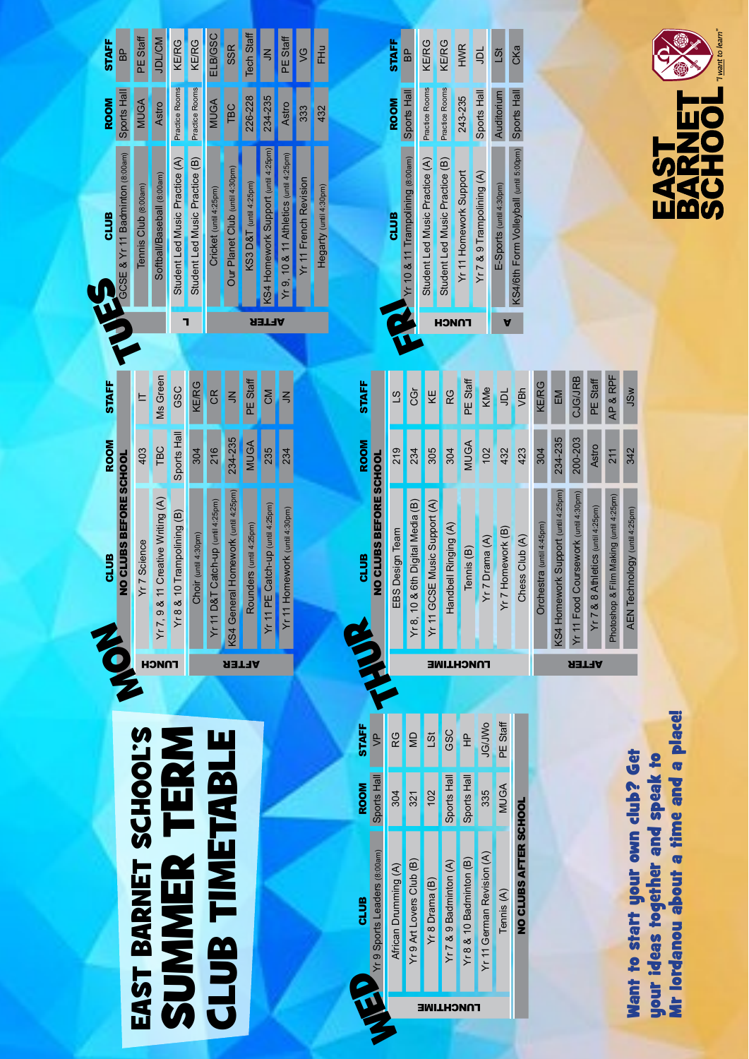# EAST BARNET SCHOOL'S SUMMER TERM CLUB TIMETABLE

## MON

| | CLUB | ROOM | STAFF |
|---|---|---|---|
| | NO CLUBS BEFORE SCHOOL | | |
| LUNCH | Yr 7 Science | 403 | IT |
| LUNCH | Yr 7, 9 & 11 Creative Writing (A) | TBC | Ms Green |
| LUNCH | Yr 8 & 10 Trampolining (B) | Sports Hall | GSC |
| AFTER | Choir (until 4:30pm) | 304 | KE/RG |
| AFTER | Yr 11 D&T Catch-up (until 4:25pm) | 216 | CR |
| AFTER | KS4 General Homework (until 4:25pm) | 234-235 | JN |
| AFTER | Rounders (until 4:25pm) | MUGA | PE Staff |
| AFTER | Yr 11 PE Catch-up (until 4:25pm) | 235 | CM |
| AFTER | Yr 11 Homework (until 4:30pm) | 234 | JN |

## TUES

| | CLUB | ROOM | STAFF |
|---|---|---|---|
| | GCSE & Yr 11 Badminton (8:00am) | Sports Hall | BP |
| | Tennis Club (8:00am) | MUGA | PE Staff |
| | Softball/Baseball (8:00am) | Astro | JDL/CM |
| L | Student Led Music Practice (A) | Practice Rooms | KE/RG |
| L | Student Led Music Practice (B) | Practice Rooms | KE/RG |
| AFTER | Cricket (until 4:25pm) | MUGA | ELB/GSC |
| AFTER | Our Planet Club (until 4:30pm) | TBC | SSR |
| AFTER | KS3 D&T (until 4:25pm) | 226-228 | Tech Staff |
| AFTER | KS4 Homework Support (until 4:25pm) | 234-235 | JN |
| AFTER | Yr 9, 10 & 11 Athletics (until 4:25pm) | Astro | PE Staff |
| AFTER | Yr 11 French Revision | 333 | VG |
| AFTER | Hegarty (until 4:30pm) | 432 | FHu |

## WED

| | CLUB | ROOM | STAFF |
|---|---|---|---|
| | Yr 9 Sports Leaders (8:00am) | Sports Hall | VP |
| LUNCHTIME | African Drumming (A) | 304 | RG |
| LUNCHTIME | Yr 9 Art Lovers Club (B) | 321 | MD |
| LUNCHTIME | Yr 8 Drama (B) | 102 | LSt |
| LUNCHTIME | Yr 7 & 9 Badminton (A) | Sports Hall | GSC |
| LUNCHTIME | Yr 8 & 10 Badminton (B) | Sports Hall | HP |
| LUNCHTIME | Yr 11 German Revision (A) | 335 | JG/JWo |
| LUNCHTIME | Tennis (A) | MUGA | PE Staff |
| | NO CLUBS AFTER SCHOOL | | |

## THUR

| | CLUB | ROOM | STAFF |
|---|---|---|---|
| | NO CLUBS BEFORE SCHOOL | | |
| LUNCHTIME | EBS Design Team | 219 | LS |
| LUNCHTIME | Yr 8, 10 & 6th Digital Media (B) | 234 | CGr |
| LUNCHTIME | Yr 11 GCSE Music Support (A) | 305 | KE |
| LUNCHTIME | Handbell Ringing (A) | 304 | RG |
| LUNCHTIME | Tennis (B) | MUGA | PE Staff |
| LUNCHTIME | Yr 7 Drama (A) | 102 | KMe |
| LUNCHTIME | Yr 7 Homework (B) | 432 | JDL |
| LUNCHTIME | Chess Club (A) | 423 | VBh |
| AFTER | Orchestra (until 4:45pm) | 304 | KE/RG |
| AFTER | KS4 Homework Support (until 4:25pm) | 234-235 | EM |
| AFTER | Yr 11 Food Coursework (until 4:30pm) | 200-203 | CJG/JRB |
| AFTER | Yr 7 & 8 Athletics (until 4:25pm) | Astro | PE Staff |
| AFTER | Photoshop & Film Making (until 4:25pm) | 211 | AP & RPF |
| AFTER | AEN Technology (until 4:25pm) | 342 | JSw |

## FRI

| | CLUB | ROOM | STAFF |
|---|---|---|---|
| | Yr 10 & 11 Trampolining (8:00am) | Sports Hall | BP |
| LUNCH | Student Led Music Practice (A) | Practice Rooms | KE/RG |
| LUNCH | Student Led Music Practice (B) | Practice Rooms | KE/RG |
| LUNCH | Yr 11 Homework Support | 243-235 | HWR |
| LUNCH | Yr 7 & 9 Trampolining (A) | Sports Hall | JDL |
| A | E-Sports (until 4:30pm) | Auditorium | LSt |
| A | KS4/6th Form Volleyball (until 5:00pm) | Sports Hall | CKa |

**Want to start your own club? Get your ideas together and speak to Mr Iordanou about a time and a place!**

EAST BARNET SCHOOL "I want to learn"